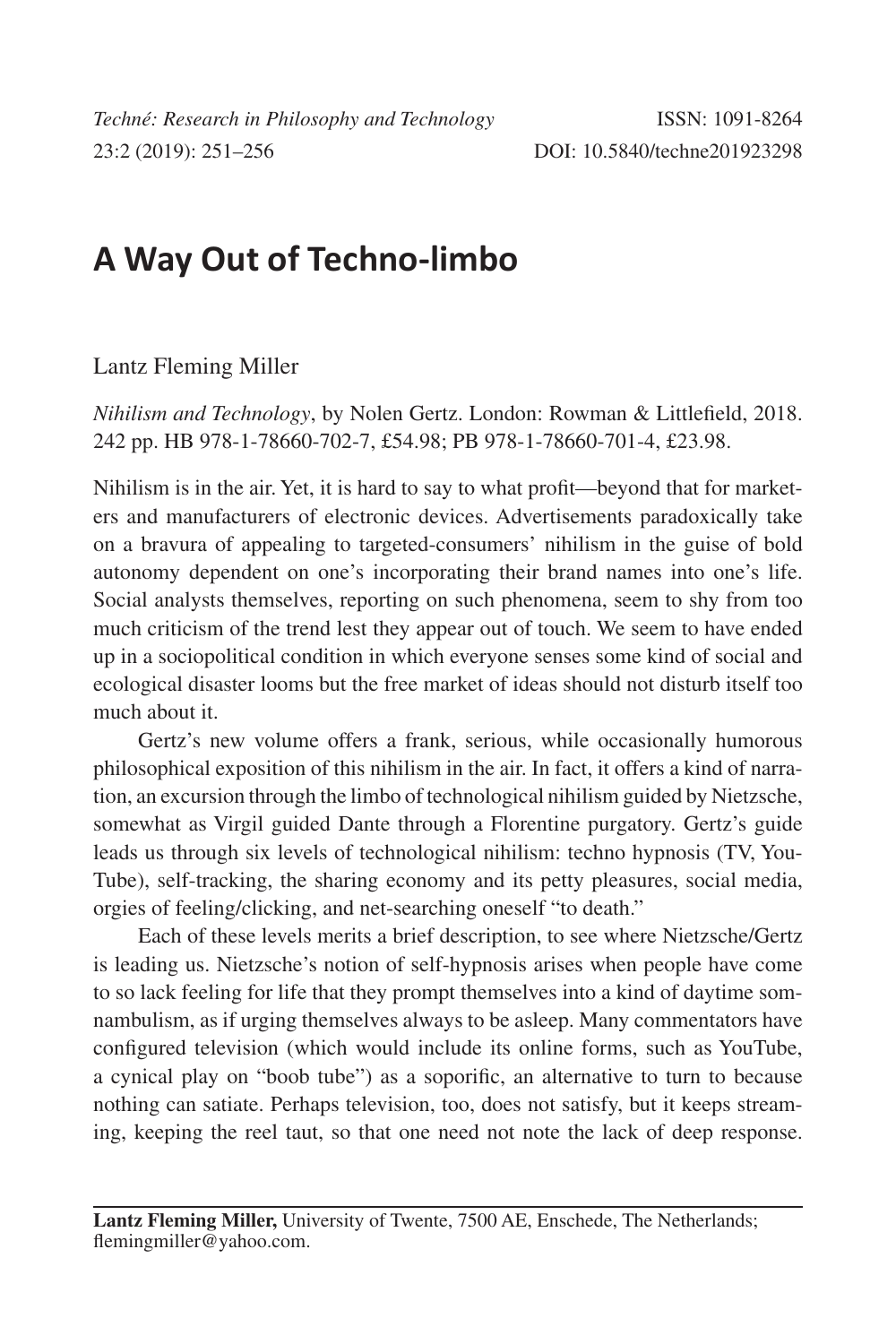# A Way Out of Techno-limbo

Lantz Fleming Miller

*Nihilism and Technology*, by Nolen Gertz. London: Rowman & Littlefield, 2018. 242 pp. HB 978-1-78660-702-7, £54.98; PB 978-1-78660-701-4, £23.98.

Nihilism is in the air. Yet, it is hard to say to what profit—beyond that for marketers and manufacturers of electronic devices. Advertisements paradoxically take on a bravura of appealing to targeted-consumers' nihilism in the guise of bold autonomy dependent on one's incorporating their brand names into one's life. Social analysts themselves, reporting on such phenomena, seem to shy from too much criticism of the trend lest they appear out of touch. We seem to have ended up in a sociopolitical condition in which everyone senses some kind of social and ecological disaster looms but the free market of ideas should not disturb itself too much about it.

Gertz's new volume offers a frank, serious, while occasionally humorous philosophical exposition of this nihilism in the air. In fact, it offers a kind of narration, an excursion through the limbo of technological nihilism guided by Nietzsche, somewhat as Virgil guided Dante through a Florentine purgatory. Gertz's guide leads us through six levels of technological nihilism: techno hypnosis (TV, YouTube), self-tracking, the sharing economy and its petty pleasures, social media, orgies of feeling/clicking, and net-searching oneself "to death."

Each of these levels merits a brief description, to see where Nietzsche/Gertz is leading us. Nietzsche's notion of self-hypnosis arises when people have come to so lack feeling for life that they prompt themselves into a kind of daytime somnambulism, as if urging themselves always to be asleep. Many commentators have configured television (which would include its online forms, such as YouTube, a cynical play on "boob tube") as a soporific, an alternative to turn to because nothing can satiate. Perhaps television, too, does not satisfy, but it keeps streaming, keeping the reel taut, so that one need not note the lack of deep response.

---

**Lantz Fleming Miller,** University of Twente, 7500 AE, Enschede, The Netherlands; flemingmiller@yahoo.com.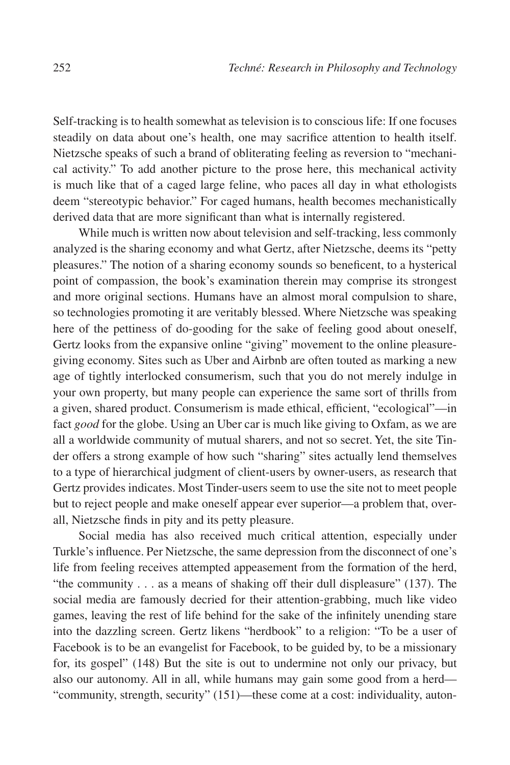Self-tracking is to health somewhat as television is to conscious life: If one focuses steadily on data about one's health, one may sacrifice attention to health itself. Nietzsche speaks of such a brand of obliterating feeling as reversion to "mechanical activity." To add another picture to the prose here, this mechanical activity is much like that of a caged large feline, who paces all day in what ethologists deem "stereotypic behavior." For caged humans, health becomes mechanistically derived data that are more significant than what is internally registered.

While much is written now about television and self-tracking, less commonly analyzed is the sharing economy and what Gertz, after Nietzsche, deems its "petty pleasures." The notion of a sharing economy sounds so beneficent, to a hysterical point of compassion, the book's examination therein may comprise its strongest and more original sections. Humans have an almost moral compulsion to share, so technologies promoting it are veritably blessed. Where Nietzsche was speaking here of the pettiness of do-gooding for the sake of feeling good about oneself, Gertz looks from the expansive online "giving" movement to the online pleasure-giving economy. Sites such as Uber and Airbnb are often touted as marking a new age of tightly interlocked consumerism, such that you do not merely indulge in your own property, but many people can experience the same sort of thrills from a given, shared product. Consumerism is made ethical, efficient, "ecological"—in fact *good* for the globe. Using an Uber car is much like giving to Oxfam, as we are all a worldwide community of mutual sharers, and not so secret. Yet, the site Tinder offers a strong example of how such "sharing" sites actually lend themselves to a type of hierarchical judgment of client-users by owner-users, as research that Gertz provides indicates. Most Tinder-users seem to use the site not to meet people but to reject people and make oneself appear ever superior—a problem that, overall, Nietzsche finds in pity and its petty pleasure.

Social media has also received much critical attention, especially under Turkle's influence. Per Nietzsche, the same depression from the disconnect of one's life from feeling receives attempted appeasement from the formation of the herd, "the community . . . as a means of shaking off their dull displeasure" (137). The social media are famously decried for their attention-grabbing, much like video games, leaving the rest of life behind for the sake of the infinitely unending stare into the dazzling screen. Gertz likens "herdbook" to a religion: "To be a user of Facebook is to be an evangelist for Facebook, to be guided by, to be a missionary for, its gospel" (148) But the site is out to undermine not only our privacy, but also our autonomy. All in all, while humans may gain some good from a herd—"community, strength, security" (151)—these come at a cost: individuality, auton-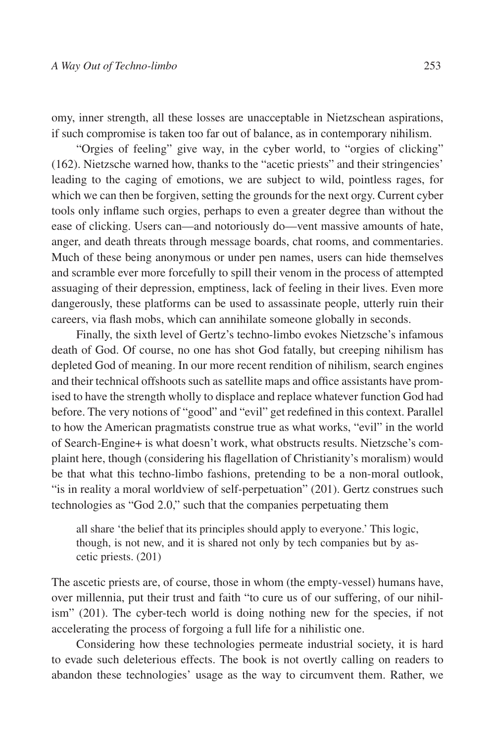omy, inner strength, all these losses are unacceptable in Nietzschean aspirations, if such compromise is taken too far out of balance, as in contemporary nihilism.

"Orgies of feeling" give way, in the cyber world, to "orgies of clicking" (162). Nietzsche warned how, thanks to the "acetic priests" and their stringencies' leading to the caging of emotions, we are subject to wild, pointless rages, for which we can then be forgiven, setting the grounds for the next orgy. Current cyber tools only inflame such orgies, perhaps to even a greater degree than without the ease of clicking. Users can—and notoriously do—vent massive amounts of hate, anger, and death threats through message boards, chat rooms, and commentaries. Much of these being anonymous or under pen names, users can hide themselves and scramble ever more forcefully to spill their venom in the process of attempted assuaging of their depression, emptiness, lack of feeling in their lives. Even more dangerously, these platforms can be used to assassinate people, utterly ruin their careers, via flash mobs, which can annihilate someone globally in seconds.

Finally, the sixth level of Gertz's techno-limbo evokes Nietzsche's infamous death of God. Of course, no one has shot God fatally, but creeping nihilism has depleted God of meaning. In our more recent rendition of nihilism, search engines and their technical offshoots such as satellite maps and office assistants have promised to have the strength wholly to displace and replace whatever function God had before. The very notions of "good" and "evil" get redefined in this context. Parallel to how the American pragmatists construe true as what works, "evil" in the world of Search-Engine+ is what doesn't work, what obstructs results. Nietzsche's complaint here, though (considering his flagellation of Christianity's moralism) would be that what this techno-limbo fashions, pretending to be a non-moral outlook, "is in reality a moral worldview of self-perpetuation" (201). Gertz construes such technologies as "God 2.0," such that the companies perpetuating them

> all share 'the belief that its principles should apply to everyone.' This logic, though, is not new, and it is shared not only by tech companies but by ascetic priests. (201)

The ascetic priests are, of course, those in whom (the empty-vessel) humans have, over millennia, put their trust and faith "to cure us of our suffering, of our nihilism" (201). The cyber-tech world is doing nothing new for the species, if not accelerating the process of forgoing a full life for a nihilistic one.

Considering how these technologies permeate industrial society, it is hard to evade such deleterious effects. The book is not overtly calling on readers to abandon these technologies' usage as the way to circumvent them. Rather, we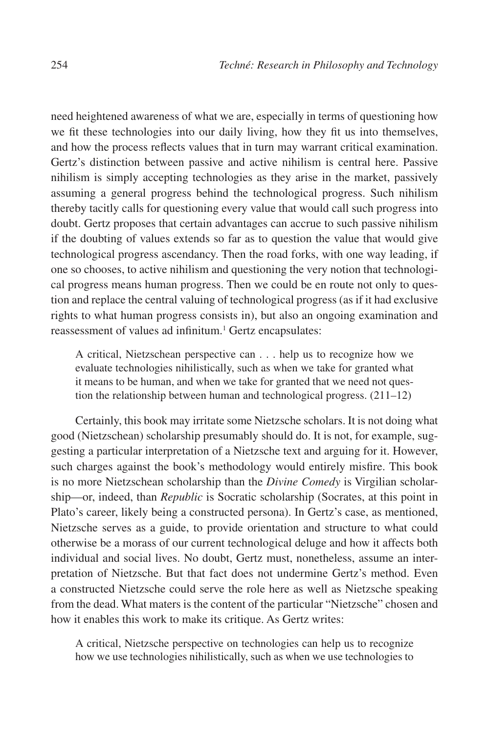need heightened awareness of what we are, especially in terms of questioning how we fit these technologies into our daily living, how they fit us into themselves, and how the process reflects values that in turn may warrant critical examination. Gertz's distinction between passive and active nihilism is central here. Passive nihilism is simply accepting technologies as they arise in the market, passively assuming a general progress behind the technological progress. Such nihilism thereby tacitly calls for questioning every value that would call such progress into doubt. Gertz proposes that certain advantages can accrue to such passive nihilism if the doubting of values extends so far as to question the value that would give technological progress ascendancy. Then the road forks, with one way leading, if one so chooses, to active nihilism and questioning the very notion that technological progress means human progress. Then we could be en route not only to question and replace the central valuing of technological progress (as if it had exclusive rights to what human progress consists in), but also an ongoing examination and reassessment of values ad infinitum.[1] Gertz encapsulates:

> A critical, Nietzschean perspective can . . . help us to recognize how we evaluate technologies nihilistically, such as when we take for granted what it means to be human, and when we take for granted that we need not question the relationship between human and technological progress. (211–12)

Certainly, this book may irritate some Nietzsche scholars. It is not doing what good (Nietzschean) scholarship presumably should do. It is not, for example, suggesting a particular interpretation of a Nietzsche text and arguing for it. However, such charges against the book's methodology would entirely misfire. This book is no more Nietzschean scholarship than the *Divine Comedy* is Virgilian scholarship—or, indeed, than *Republic* is Socratic scholarship (Socrates, at this point in Plato's career, likely being a constructed persona). In Gertz's case, as mentioned, Nietzsche serves as a guide, to provide orientation and structure to what could otherwise be a morass of our current technological deluge and how it affects both individual and social lives. No doubt, Gertz must, nonetheless, assume an interpretation of Nietzsche. But that fact does not undermine Gertz's method. Even a constructed Nietzsche could serve the role here as well as Nietzsche speaking from the dead. What maters is the content of the particular "Nietzsche" chosen and how it enables this work to make its critique. As Gertz writes:

> A critical, Nietzsche perspective on technologies can help us to recognize how we use technologies nihilistically, such as when we use technologies to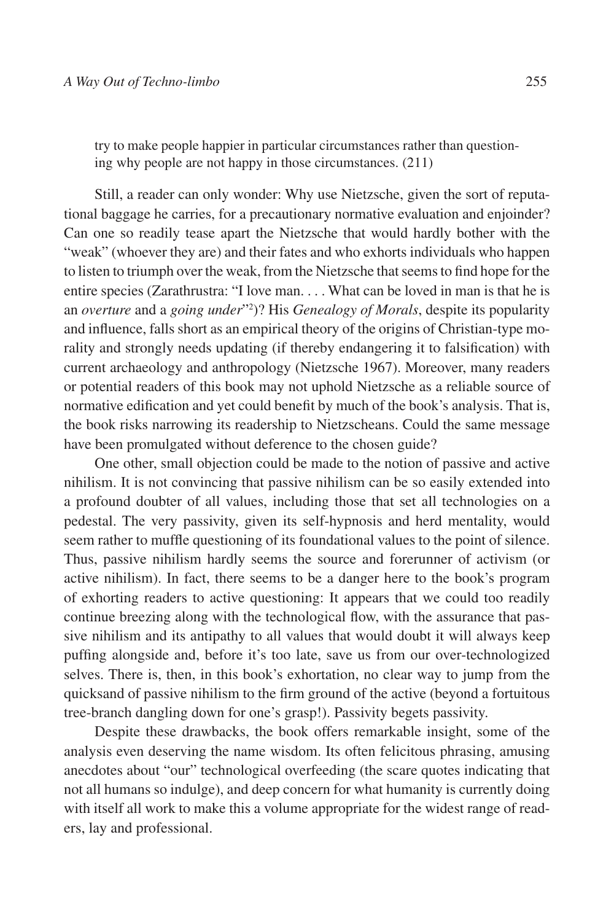try to make people happier in particular circumstances rather than questioning why people are not happy in those circumstances. (211)

Still, a reader can only wonder: Why use Nietzsche, given the sort of reputational baggage he carries, for a precautionary normative evaluation and enjoinder? Can one so readily tease apart the Nietzsche that would hardly bother with the "weak" (whoever they are) and their fates and who exhorts individuals who happen to listen to triumph over the weak, from the Nietzsche that seems to find hope for the entire species (Zarathrustra: "I love man. . . . What can be loved in man is that he is an *overture* and a *going under*"[2])? His *Genealogy of Morals*, despite its popularity and influence, falls short as an empirical theory of the origins of Christian-type morality and strongly needs updating (if thereby endangering it to falsification) with current archaeology and anthropology (Nietzsche 1967). Moreover, many readers or potential readers of this book may not uphold Nietzsche as a reliable source of normative edification and yet could benefit by much of the book's analysis. That is, the book risks narrowing its readership to Nietzscheans. Could the same message have been promulgated without deference to the chosen guide?

One other, small objection could be made to the notion of passive and active nihilism. It is not convincing that passive nihilism can be so easily extended into a profound doubter of all values, including those that set all technologies on a pedestal. The very passivity, given its self-hypnosis and herd mentality, would seem rather to muffle questioning of its foundational values to the point of silence. Thus, passive nihilism hardly seems the source and forerunner of activism (or active nihilism). In fact, there seems to be a danger here to the book's program of exhorting readers to active questioning: It appears that we could too readily continue breezing along with the technological flow, with the assurance that passive nihilism and its antipathy to all values that would doubt it will always keep puffing alongside and, before it's too late, save us from our over-technologized selves. There is, then, in this book's exhortation, no clear way to jump from the quicksand of passive nihilism to the firm ground of the active (beyond a fortuitous tree-branch dangling down for one's grasp!). Passivity begets passivity.

Despite these drawbacks, the book offers remarkable insight, some of the analysis even deserving the name wisdom. Its often felicitous phrasing, amusing anecdotes about "our" technological overfeeding (the scare quotes indicating that not all humans so indulge), and deep concern for what humanity is currently doing with itself all work to make this a volume appropriate for the widest range of readers, lay and professional.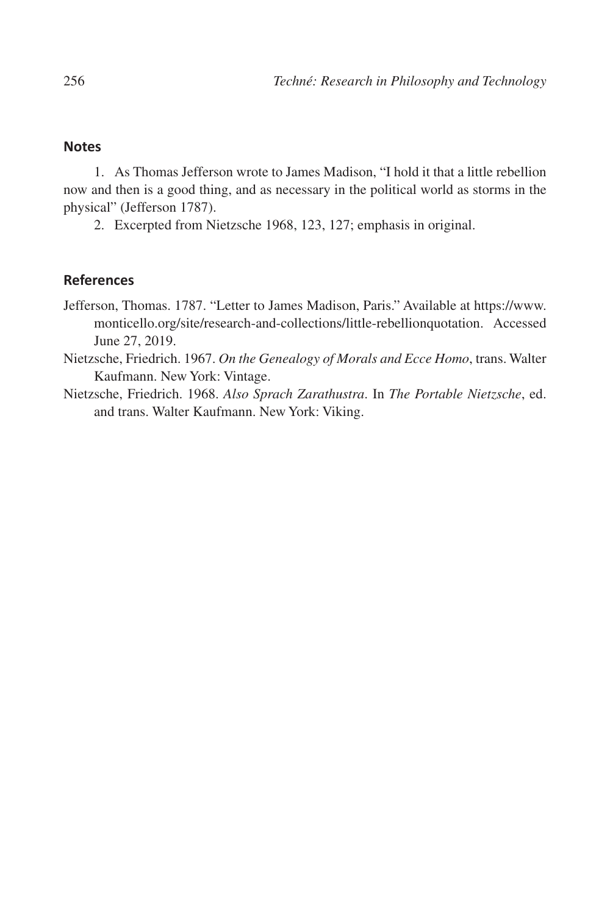## Notes

1. As Thomas Jefferson wrote to James Madison, "I hold it that a little rebellion now and then is a good thing, and as necessary in the political world as storms in the physical" (Jefferson 1787).

2. Excerpted from Nietzsche 1968, 123, 127; emphasis in original.

## References

Jefferson, Thomas. 1787. "Letter to James Madison, Paris." Available at https://www.monticello.org/site/research-and-collections/little-rebellionquotation. Accessed June 27, 2019.

Nietzsche, Friedrich. 1967. *On the Genealogy of Morals and Ecce Homo*, trans. Walter Kaufmann. New York: Vintage.

Nietzsche, Friedrich. 1968. *Also Sprach Zarathustra*. In *The Portable Nietzsche*, ed. and trans. Walter Kaufmann. New York: Viking.